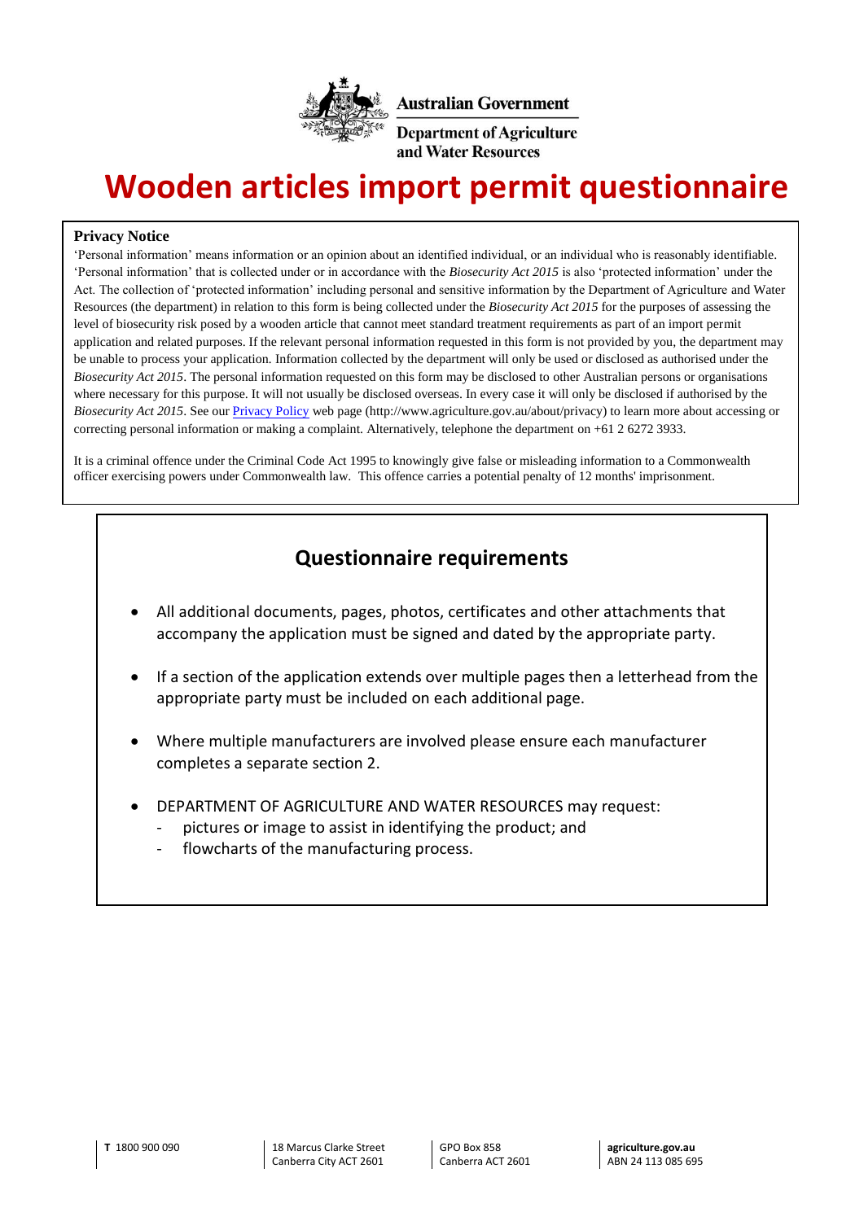Australian Government

Department of Agriculture and Water Resources

# Wooden articles import permit questionnaire

**Privacy Notice**

'Personal information' means information or an opinion about an identified individual, or an individual who is reasonably identifiable. 'Personal information' that is collected under or in accordance with the *Biosecurity Act 2015* is also 'protected information' under the Act. The collection of 'protected information' including personal and sensitive information by the Department of Agriculture and Water Resources (the department) in relation to this form is being collected under the *Biosecurity Act 2015* for the purposes of assessing the level of biosecurity risk posed by a wooden article that cannot meet standard treatment requirements as part of an import permit application and related purposes. If the relevant personal information requested in this form is not provided by you, the department may be unable to process your application. Information collected by the department will only be used or disclosed as authorised under the *Biosecurity Act 2015*. The personal information requested on this form may be disclosed to other Australian persons or organisations where necessary for this purpose. It will not usually be disclosed overseas. In every case it will only be disclosed if authorised by the *Biosecurity Act 2015*. See our [Privacy Policy](http://www.agriculture.gov.au/about/privacy) web page (http://www.agriculture.gov.au/about/privacy) to learn more about accessing or correcting personal information or making a complaint. Alternatively, telephone the department on +61 2 6272 3933.

It is a criminal offence under the Criminal Code Act 1995 to knowingly give false or misleading information to a Commonwealth officer exercising powers under Commonwealth law. This offence carries a potential penalty of 12 months' imprisonment.

## Questionnaire requirements

- All additional documents, pages, photos, certificates and other attachments that accompany the application must be signed and dated by the appropriate party.
- If a section of the application extends over multiple pages then a letterhead from the appropriate party must be included on each additional page.
- Where multiple manufacturers are involved please ensure each manufacturer completes a separate section 2.
- DEPARTMENT OF AGRICULTURE AND WATER RESOURCES may request:
  - pictures or image to assist in identifying the product; and
  - flowcharts of the manufacturing process.

**T** 1800 900 090 | 18 Marcus Clarke Street Canberra City ACT 2601 | GPO Box 858 Canberra ACT 2601 | **agriculture.gov.au** ABN 24 113 085 695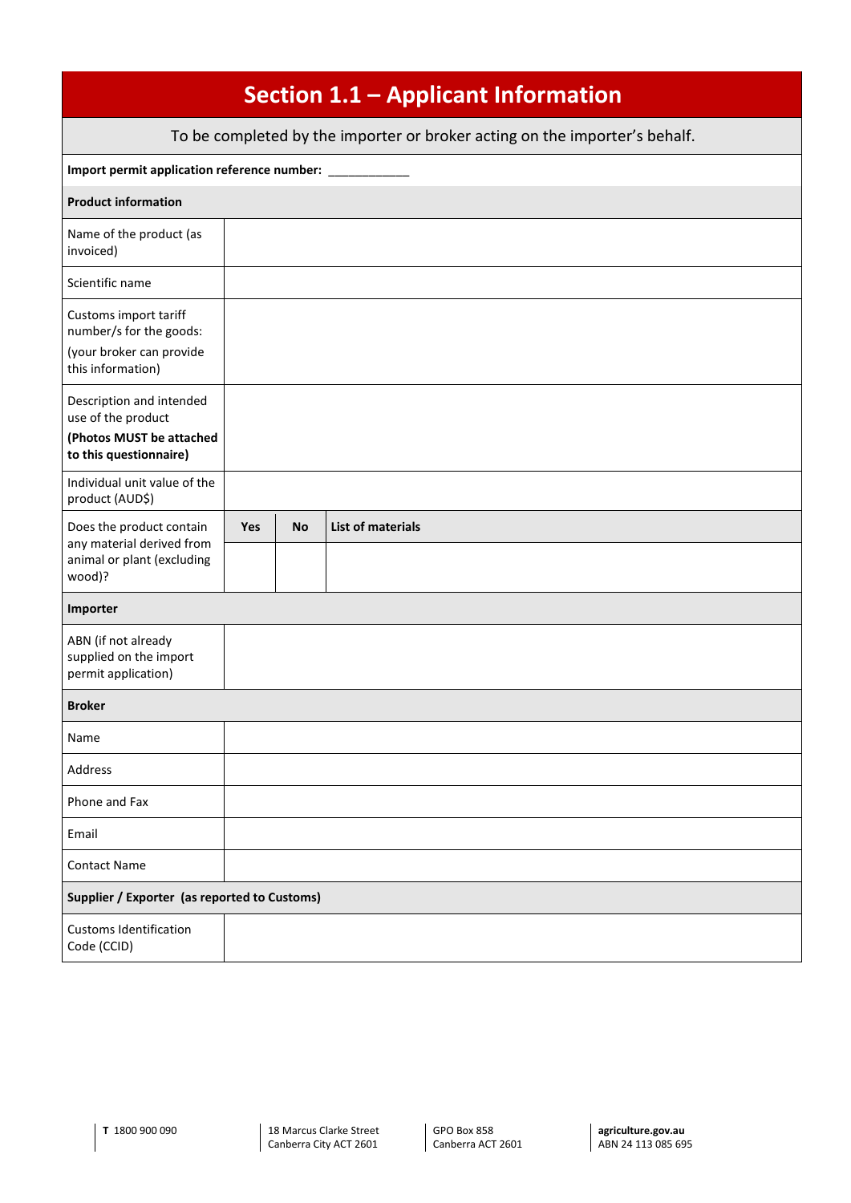# Section 1.1 – Applicant Information

To be completed by the importer or broker acting on the importer's behalf.

**Import permit application reference number:** ___________

| **Product information** | | | |
|---|---|---|---|
| Name of the product (as invoiced) | | | |
| Scientific name | | | |
| Customs import tariff number/s for the goods: (your broker can provide this information) | | | |
| Description and intended use of the product **(Photos MUST be attached to this questionnaire)** | | | |
| Individual unit value of the product (AUD$) | | | |
| Does the product contain any material derived from animal or plant (excluding wood)? | **Yes** | **No** | **List of materials** |
| | | | |
| **Importer** | | | |
| ABN (if not already supplied on the import permit application) | | | |
| **Broker** | | | |
| Name | | | |
| Address | | | |
| Phone and Fax | | | |
| Email | | | |
| Contact Name | | | |
| **Supplier / Exporter (as reported to Customs)** | | | |
| Customs Identification Code (CCID) | | | |

**T** 1800 900 090 | 18 Marcus Clarke Street Canberra City ACT 2601 | GPO Box 858 Canberra ACT 2601 | **agriculture.gov.au** ABN 24 113 085 695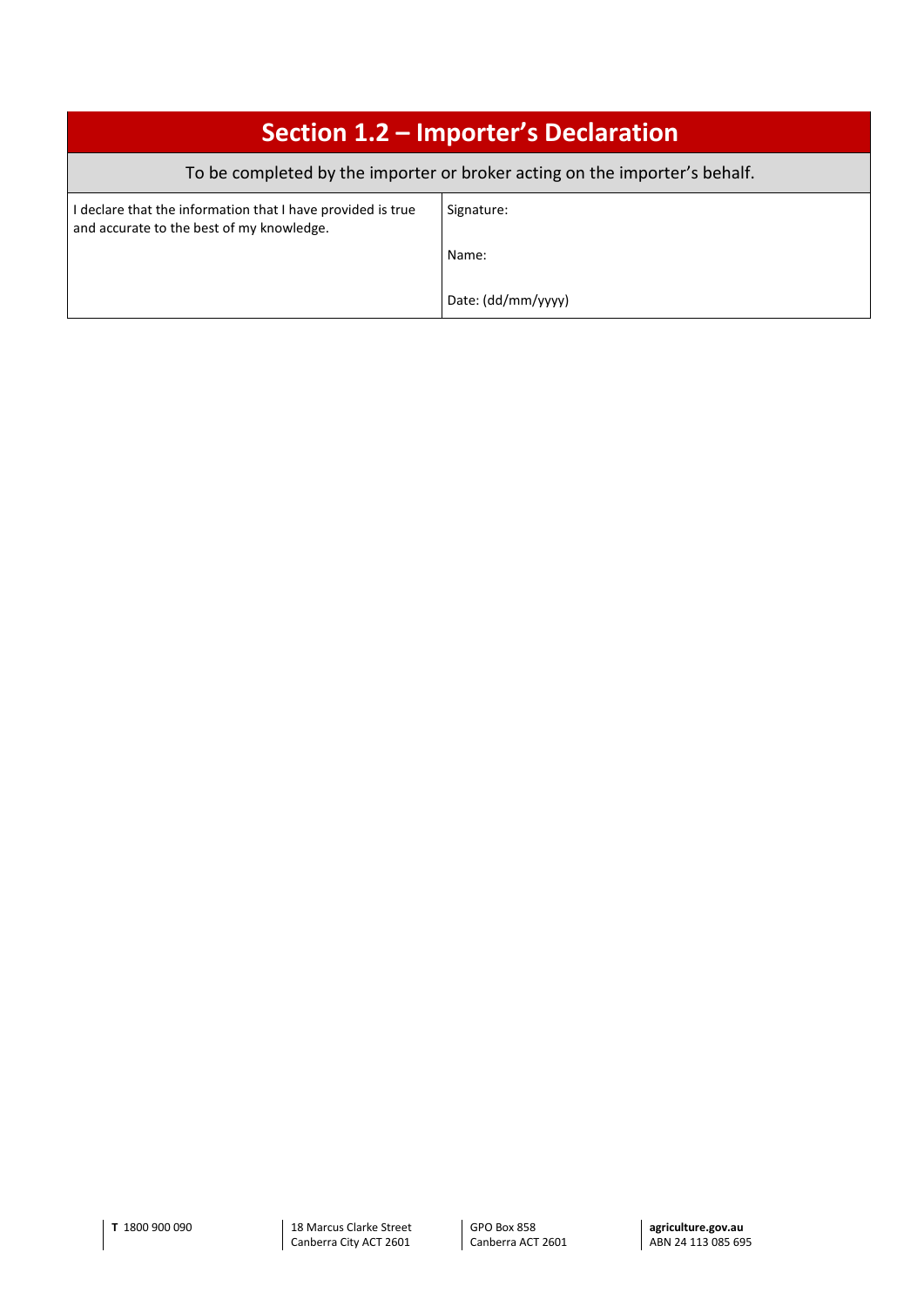## Section 1.2 – Importer's Declaration

To be completed by the importer or broker acting on the importer's behalf.

| I declare that the information that I have provided is true and accurate to the best of my knowledge. | Signature:<br><br>Name:<br><br>Date: (dd/mm/yyyy) |
|---|---|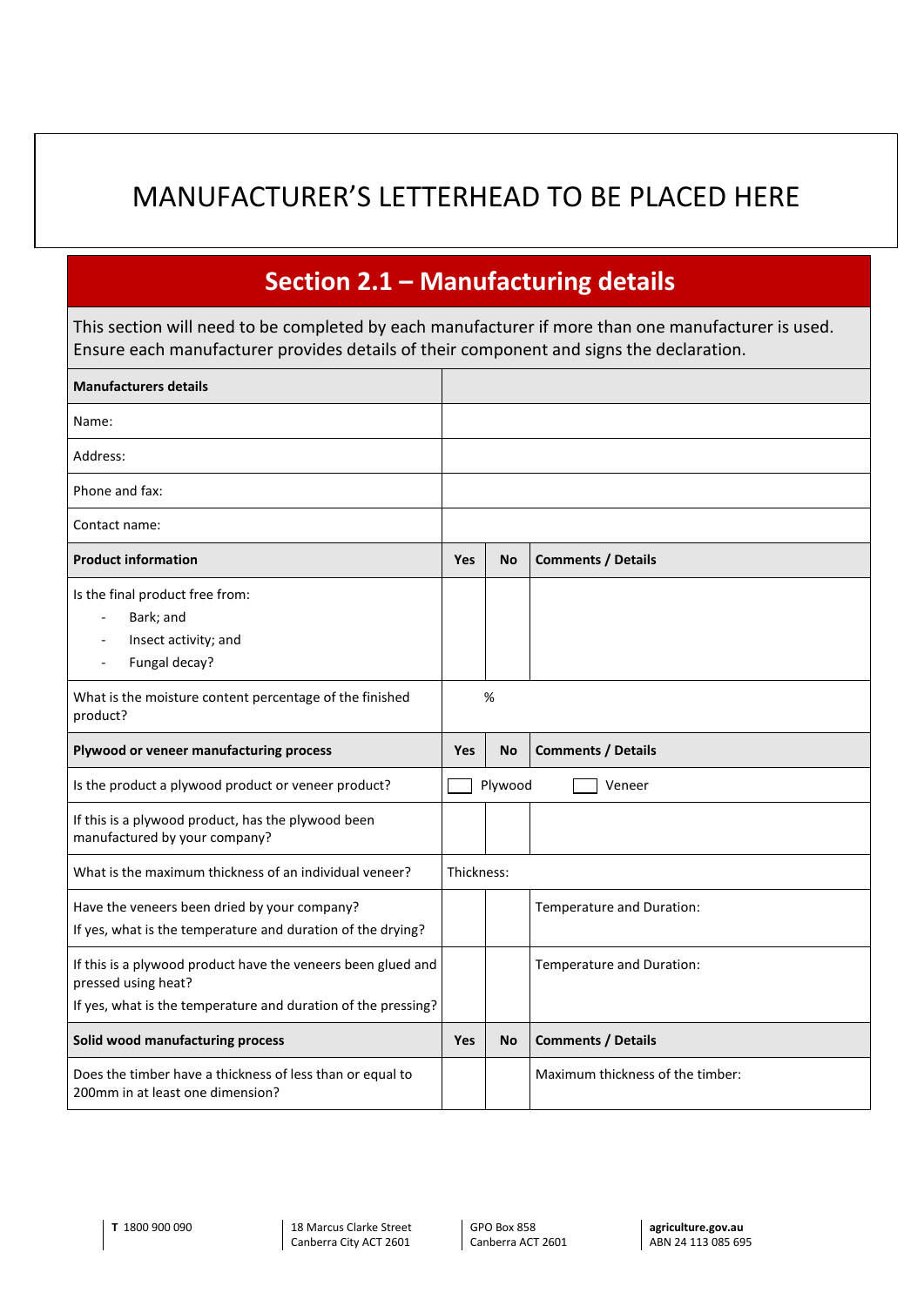MANUFACTURER'S LETTERHEAD TO BE PLACED HERE

## Section 2.1 – Manufacturing details

This section will need to be completed by each manufacturer if more than one manufacturer is used. Ensure each manufacturer provides details of their component and signs the declaration.

| **Manufacturers details** | | | |
|---|---|---|---|
| Name: | | | |
| Address: | | | |
| Phone and fax: | | | |
| Contact name: | | | |
| **Product information** | **Yes** | **No** | **Comments / Details** |
| Is the final product free from:<br>- Bark; and<br>- Insect activity; and<br>- Fungal decay? | | | |
| What is the moisture content percentage of the finished product? | % | | |
| **Plywood or veneer manufacturing process** | **Yes** | **No** | **Comments / Details** |
| Is the product a plywood product or veneer product? | ☐ Plywood | | ☐ Veneer |
| If this is a plywood product, has the plywood been manufactured by your company? | | | |
| What is the maximum thickness of an individual veneer? | Thickness: | | |
| Have the veneers been dried by your company?<br>If yes, what is the temperature and duration of the drying? | | | Temperature and Duration: |
| If this is a plywood product have the veneers been glued and pressed using heat?<br>If yes, what is the temperature and duration of the pressing? | | | Temperature and Duration: |
| **Solid wood manufacturing process** | **Yes** | **No** | **Comments / Details** |
| Does the timber have a thickness of less than or equal to 200mm in at least one dimension? | | | Maximum thickness of the timber: |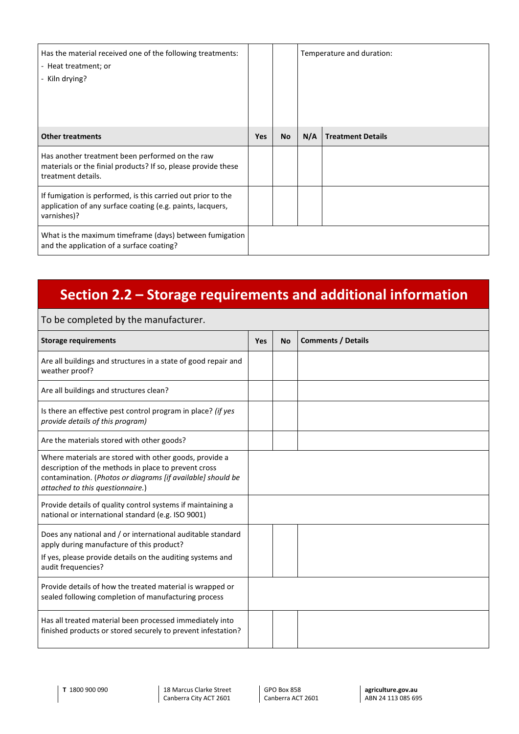| Has the material received one of the following treatments:<br>- Heat treatment; or<br>- Kiln drying? | | | Temperature and duration: | |
|---|---|---|---|---|
| **Other treatments** | **Yes** | **No** | **N/A** | **Treatment Details** |
| Has another treatment been performed on the raw materials or the finial products? If so, please provide these treatment details. | | | | |
| If fumigation is performed, is this carried out prior to the application of any surface coating (e.g. paints, lacquers, varnishes)? | | | | |
| What is the maximum timeframe (days) between fumigation and the application of a surface coating? | | | | |

## Section 2.2 – Storage requirements and additional information

To be completed by the manufacturer.

| Storage requirements | Yes | No | Comments / Details |
|---|---|---|---|
| Are all buildings and structures in a state of good repair and weather proof? | | | |
| Are all buildings and structures clean? | | | |
| Is there an effective pest control program in place? *(if yes provide details of this program)* | | | |
| Are the materials stored with other goods? | | | |
| Where materials are stored with other goods, provide a description of the methods in place to prevent cross contamination. (*Photos or diagrams [if available] should be attached to this questionnaire.*) | | | |
| Provide details of quality control systems if maintaining a national or international standard (e.g. ISO 9001) | | | |
| Does any national and / or international auditable standard apply during manufacture of this product?<br>If yes, please provide details on the auditing systems and audit frequencies? | | | |
| Provide details of how the treated material is wrapped or sealed following completion of manufacturing process | | | |
| Has all treated material been processed immediately into finished products or stored securely to prevent infestation? | | | |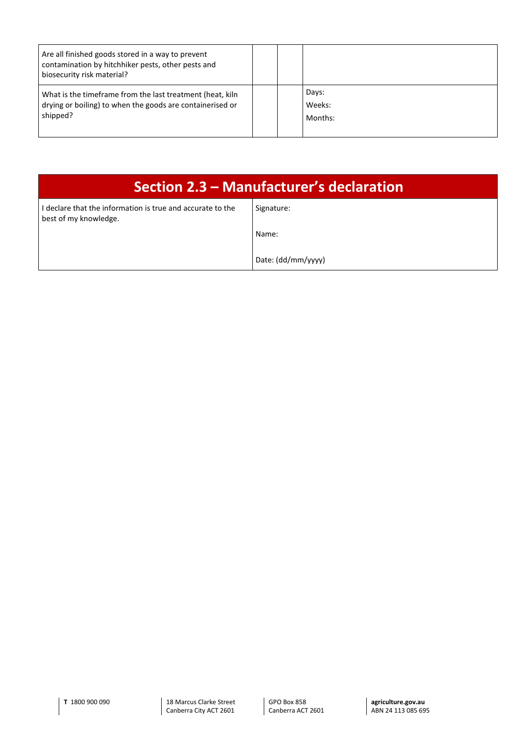| | | | |
|---|---|---|---|
| Are all finished goods stored in a way to prevent contamination by hitchhiker pests, other pests and biosecurity risk material? | | | |
| What is the timeframe from the last treatment (heat, kiln drying or boiling) to when the goods are containerised or shipped? | | | Days:<br>Weeks:<br>Months: |

## Section 2.3 – Manufacturer's declaration

| | |
|---|---|
| I declare that the information is true and accurate to the best of my knowledge. | Signature:<br><br>Name:<br><br>Date: (dd/mm/yyyy) |

**T** 1800 900 090 | 18 Marcus Clarke Street Canberra City ACT 2601 | GPO Box 858 Canberra ACT 2601 | **agriculture.gov.au** ABN 24 113 085 695